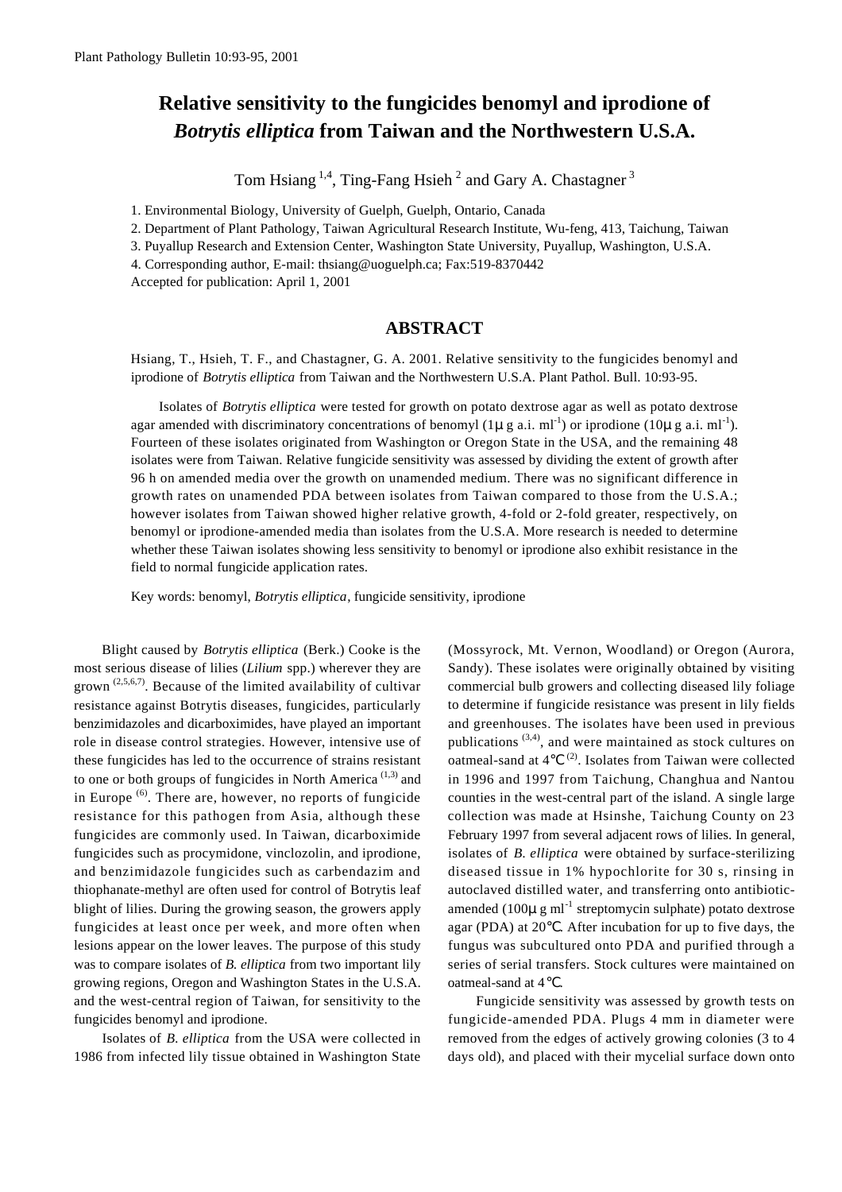# Relative sensitivity to the fungicides benomyl and iprodione of *Botrytis elliptica* from Taiwan and the Northwestern U.S.A.

Tom Hsiang [1,4], Ting-Fang Hsieh [2] and Gary A. Chastagner [3]

1. Environmental Biology, University of Guelph, Guelph, Ontario, Canada
2. Department of Plant Pathology, Taiwan Agricultural Research Institute, Wu-feng, 413, Taichung, Taiwan
3. Puyallup Research and Extension Center, Washington State University, Puyallup, Washington, U.S.A.
4. Corresponding author, E-mail: thsiang@uoguelph.ca; Fax:519-8370442

Accepted for publication: April 1, 2001

## ABSTRACT

Hsiang, T., Hsieh, T. F., and Chastagner, G. A. 2001. Relative sensitivity to the fungicides benomyl and iprodione of *Botrytis elliptica* from Taiwan and the Northwestern U.S.A. Plant Pathol. Bull. 10:93-95.

Isolates of *Botrytis elliptica* were tested for growth on potato dextrose agar as well as potato dextrose agar amended with discriminatory concentrations of benomyl (1μg a.i. $ml^{-1}$) or iprodione (10μg a.i. $ml^{-1}$). Fourteen of these isolates originated from Washington or Oregon State in the USA, and the remaining 48 isolates were from Taiwan. Relative fungicide sensitivity was assessed by dividing the extent of growth after 96 h on amended media over the growth on unamended medium. There was no significant difference in growth rates on unamended PDA between isolates from Taiwan compared to those from the U.S.A.; however isolates from Taiwan showed higher relative growth, 4-fold or 2-fold greater, respectively, on benomyl or iprodione-amended media than isolates from the U.S.A. More research is needed to determine whether these Taiwan isolates showing less sensitivity to benomyl or iprodione also exhibit resistance in the field to normal fungicide application rates.

Key words: benomyl, *Botrytis elliptica*, fungicide sensitivity, iprodione

Blight caused by *Botrytis elliptica* (Berk.) Cooke is the most serious disease of lilies (*Lilium* spp.) wherever they are grown [2,5,6,7]. Because of the limited availability of cultivar resistance against Botrytis diseases, fungicides, particularly benzimidazoles and dicarboximides, have played an important role in disease control strategies. However, intensive use of these fungicides has led to the occurrence of strains resistant to one or both groups of fungicides in North America [1,3] and in Europe [6]. There are, however, no reports of fungicide resistance for this pathogen from Asia, although these fungicides are commonly used. In Taiwan, dicarboximide fungicides such as procymidone, vinclozolin, and iprodione, and benzimidazole fungicides such as carbendazim and thiophanate-methyl are often used for control of Botrytis leaf blight of lilies. During the growing season, the growers apply fungicides at least once per week, and more often when lesions appear on the lower leaves. The purpose of this study was to compare isolates of *B. elliptica* from two important lily growing regions, Oregon and Washington States in the U.S.A. and the west-central region of Taiwan, for sensitivity to the fungicides benomyl and iprodione.

Isolates of *B. elliptica* from the USA were collected in 1986 from infected lily tissue obtained in Washington State (Mossyrock, Mt. Vernon, Woodland) or Oregon (Aurora, Sandy). These isolates were originally obtained by visiting commercial bulb growers and collecting diseased lily foliage to determine if fungicide resistance was present in lily fields and greenhouses. The isolates have been used in previous publications [3,4], and were maintained as stock cultures on oatmeal-sand at 4℃ [2]. Isolates from Taiwan were collected in 1996 and 1997 from Taichung, Changhua and Nantou counties in the west-central part of the island. A single large collection was made at Hsinshe, Taichung County on 23 February 1997 from several adjacent rows of lilies. In general, isolates of *B. elliptica* were obtained by surface-sterilizing diseased tissue in 1% hypochlorite for 30 s, rinsing in autoclaved distilled water, and transferring onto antibiotic-amended (100μg $ml^{-1}$ streptomycin sulphate) potato dextrose agar (PDA) at 20℃. After incubation for up to five days, the fungus was subcultured onto PDA and purified through a series of serial transfers. Stock cultures were maintained on oatmeal-sand at 4℃.

Fungicide sensitivity was assessed by growth tests on fungicide-amended PDA. Plugs 4 mm in diameter were removed from the edges of actively growing colonies (3 to 4 days old), and placed with their mycelial surface down onto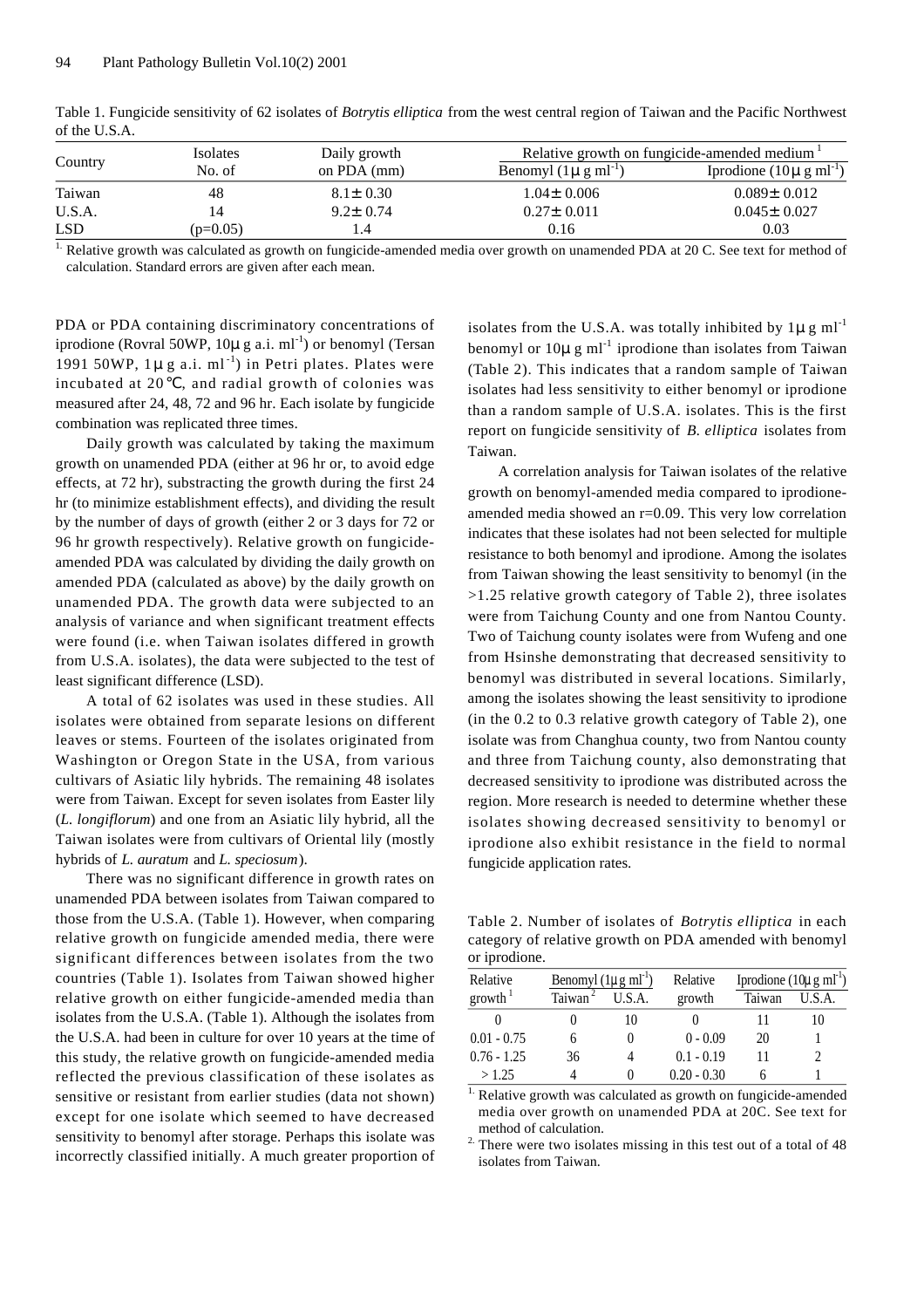Table 1. Fungicide sensitivity of 62 isolates of *Botrytis elliptica* from the west central region of Taiwan and the Pacific Northwest of the U.S.A.

| Country | Isolates No. of | Daily growth on PDA (mm) | Relative growth on fungicide-amended medium[1] | |
|---|---|---|---|---|
| | | | Benomyl (1μg ml$^{-1}$) | Iprodione (10μg ml$^{-1}$) |
| Taiwan | 48 | 8.1± 0.30 | 1.04± 0.006 | 0.089± 0.012 |
| U.S.A. | 14 | 9.2± 0.74 | 0.27± 0.011 | 0.045± 0.027 |
| LSD | (p=0.05) | 1.4 | 0.16 | 0.03 |

[1] Relative growth was calculated as growth on fungicide-amended media over growth on unamended PDA at 20 C. See text for method of calculation. Standard errors are given after each mean.

PDA or PDA containing discriminatory concentrations of iprodione (Rovral 50WP, 10μg a.i. ml$^{-1}$) or benomyl (Tersan 1991 50WP, 1μg a.i. ml$^{-1}$) in Petri plates. Plates were incubated at 20℃, and radial growth of colonies was measured after 24, 48, 72 and 96 hr. Each isolate by fungicide combination was replicated three times.

Daily growth was calculated by taking the maximum growth on unamended PDA (either at 96 hr or, to avoid edge effects, at 72 hr), substracting the growth during the first 24 hr (to minimize establishment effects), and dividing the result by the number of days of growth (either 2 or 3 days for 72 or 96 hr growth respectively). Relative growth on fungicide-amended PDA was calculated by dividing the daily growth on amended PDA (calculated as above) by the daily growth on unamended PDA. The growth data were subjected to an analysis of variance and when significant treatment effects were found (i.e. when Taiwan isolates differed in growth from U.S.A. isolates), the data were subjected to the test of least significant difference (LSD).

A total of 62 isolates was used in these studies. All isolates were obtained from separate lesions on different leaves or stems. Fourteen of the isolates originated from Washington or Oregon State in the USA, from various cultivars of Asiatic lily hybrids. The remaining 48 isolates were from Taiwan. Except for seven isolates from Easter lily (*L. longiflorum*) and one from an Asiatic lily hybrid, all the Taiwan isolates were from cultivars of Oriental lily (mostly hybrids of *L. auratum* and *L. speciosum*).

There was no significant difference in growth rates on unamended PDA between isolates from Taiwan compared to those from the U.S.A. (Table 1). However, when comparing relative growth on fungicide amended media, there were significant differences between isolates from the two countries (Table 1). Isolates from Taiwan showed higher relative growth on either fungicide-amended media than isolates from the U.S.A. (Table 1). Although the isolates from the U.S.A. had been in culture for over 10 years at the time of this study, the relative growth on fungicide-amended media reflected the previous classification of these isolates as sensitive or resistant from earlier studies (data not shown) except for one isolate which seemed to have decreased sensitivity to benomyl after storage. Perhaps this isolate was incorrectly classified initially. A much greater proportion of isolates from the U.S.A. was totally inhibited by 1μg ml$^{-1}$ benomyl or 10μg ml$^{-1}$ iprodione than isolates from Taiwan (Table 2). This indicates that a random sample of Taiwan isolates had less sensitivity to either benomyl or iprodione than a random sample of U.S.A. isolates. This is the first report on fungicide sensitivity of *B. elliptica* isolates from Taiwan.

A correlation analysis for Taiwan isolates of the relative growth on benomyl-amended media compared to iprodione-amended media showed an r=0.09. This very low correlation indicates that these isolates had not been selected for multiple resistance to both benomyl and iprodione. Among the isolates from Taiwan showing the least sensitivity to benomyl (in the >1.25 relative growth category of Table 2), three isolates were from Taichung County and one from Nantou County. Two of Taichung county isolates were from Wufeng and one from Hsinshe demonstrating that decreased sensitivity to benomyl was distributed in several locations. Similarly, among the isolates showing the least sensitivity to iprodione (in the 0.2 to 0.3 relative growth category of Table 2), one isolate was from Changhua county, two from Nantou county and three from Taichung county, also demonstrating that decreased sensitivity to iprodione was distributed across the region. More research is needed to determine whether these isolates showing decreased sensitivity to benomyl or iprodione also exhibit resistance in the field to normal fungicide application rates.

Table 2. Number of isolates of *Botrytis elliptica* in each category of relative growth on PDA amended with benomyl or iprodione.

| Relative growth[1] | Benomyl (1μg ml$^{-1}$) | | Relative growth | Iprodione (10μg ml$^{-1}$) | |
|---|---|---|---|---|---|
| | Taiwan[2] | U.S.A. | | Taiwan | U.S.A. |
| 0 | 0 | 10 | 0 | 11 | 10 |
| 0.01 - 0.75 | 6 | 0 | 0 - 0.09 | 20 | 1 |
| 0.76 - 1.25 | 36 | 4 | 0.1 - 0.19 | 11 | 2 |
| > 1.25 | 4 | 0 | 0.20 - 0.30 | 6 | 1 |

[1] Relative growth was calculated as growth on fungicide-amended media over growth on unamended PDA at 20C. See text for method of calculation.

[2] There were two isolates missing in this test out of a total of 48 isolates from Taiwan.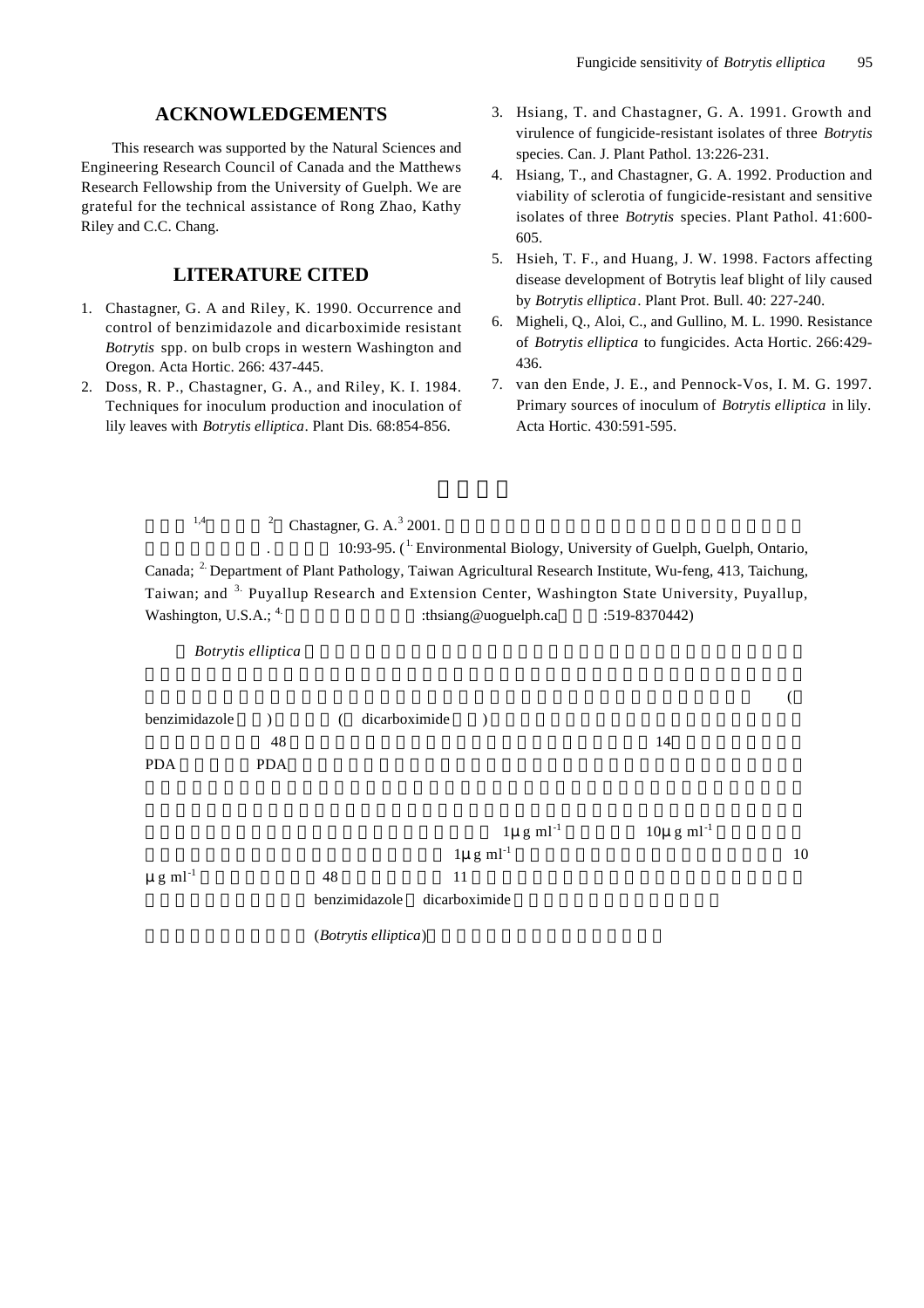## ACKNOWLEDGEMENTS

This research was supported by the Natural Sciences and Engineering Research Council of Canada and the Matthews Research Fellowship from the University of Guelph. We are grateful for the technical assistance of Rong Zhao, Kathy Riley and C.C. Chang.

## LITERATURE CITED

1. Chastagner, G. A and Riley, K. 1990. Occurrence and control of benzimidazole and dicarboximide resistant *Botrytis* spp. on bulb crops in western Washington and Oregon. Acta Hortic. 266: 437-445.
2. Doss, R. P., Chastagner, G. A., and Riley, K. I. 1984. Techniques for inoculum production and inoculation of lily leaves with *Botrytis elliptica*. Plant Dis. 68:854-856.
3. Hsiang, T. and Chastagner, G. A. 1991. Growth and virulence of fungicide-resistant isolates of three *Botrytis* species. Can. J. Plant Pathol. 13:226-231.
4. Hsiang, T., and Chastagner, G. A. 1992. Production and viability of sclerotia of fungicide-resistant and sensitive isolates of three *Botrytis* species. Plant Pathol. 41:600-605.
5. Hsieh, T. F., and Huang, J. W. 1998. Factors affecting disease development of Botrytis leaf blight of lily caused by *Botrytis elliptica*. Plant Prot. Bull. 40: 227-240.
6. Migheli, Q., Aloi, C., and Gullino, M. L. 1990. Resistance of *Botrytis elliptica* to fungicides. Acta Hortic. 266:429-436.
7. van den Ende, J. E., and Pennock-Vos, I. M. G. 1997. Primary sources of inoculum of *Botrytis elliptica* in lily. Acta Hortic. 430:591-595.

[1,4] [2] Chastagner, G. A.[3] 2001.

. 10:93-95. ([1.] Environmental Biology, University of Guelph, Guelph, Ontario, Canada; [2.] Department of Plant Pathology, Taiwan Agricultural Research Institute, Wu-feng, 413, Taichung, Taiwan; and [3.] Puyallup Research and Extension Center, Washington State University, Puyallup, Washington, U.S.A.; [4.] :thsiang@uoguelph.ca :519-8370442)

*Botrytis elliptica*

( benzimidazole ) ( dicarboximide )

48 14

PDA PDA

1μg ml$^{-1}$ 10μg ml$^{-1}$

1μg ml$^{-1}$ 10 μg ml$^{-1}$ 48 11

benzimidazole dicarboximide

(*Botrytis elliptica*)